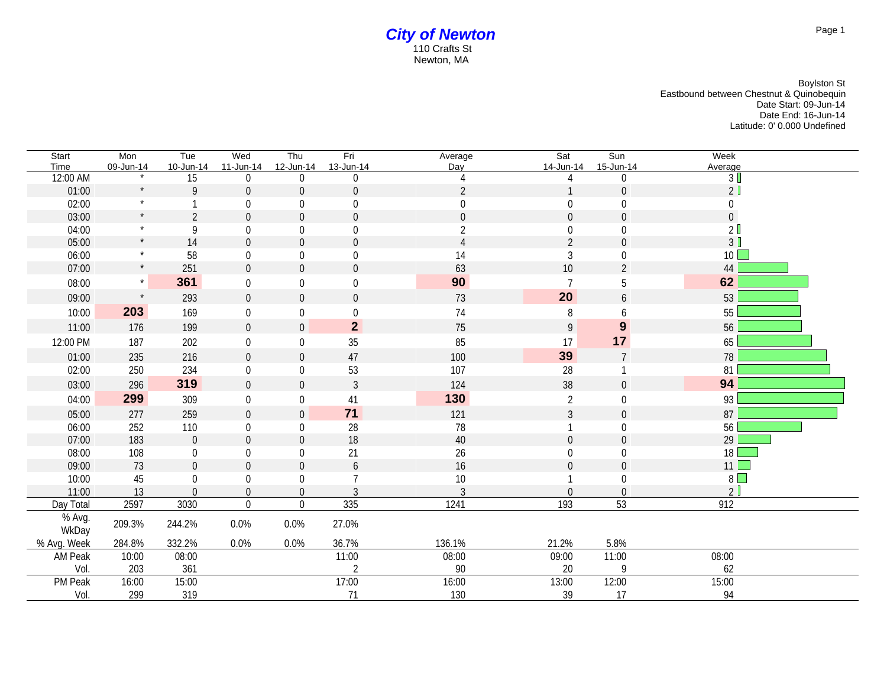# *City of Newton*

110 Crafts St
Newton, MA

Boylston St
Eastbound between Chestnut & Quinobequin
Date Start: 09-Jun-14
Date End: 16-Jun-14
Latitude: 0' 0.000 Undefined

| Start Time | Mon 09-Jun-14 | Tue 10-Jun-14 | Wed 11-Jun-14 | Thu 12-Jun-14 | Fri 13-Jun-14 | Average Day | Sat 14-Jun-14 | Sun 15-Jun-14 | Week Average |
|---|---|---|---|---|---|---|---|---|---|
| 12:00 AM | * | 15 | 0 | 0 | 0 | 4 | 4 | 0 | 3 |
| 01:00 | * | 9 | 0 | 0 | 0 | 2 | 1 | 0 | 2 |
| 02:00 | * | 1 | 0 | 0 | 0 | 0 | 0 | 0 | 0 |
| 03:00 | * | 2 | 0 | 0 | 0 | 0 | 0 | 0 | 0 |
| 04:00 | * | 9 | 0 | 0 | 0 | 2 | 0 | 0 | 2 |
| 05:00 | * | 14 | 0 | 0 | 0 | 4 | 2 | 0 | 3 |
| 06:00 | * | 58 | 0 | 0 | 0 | 14 | 3 | 0 | 10 |
| 07:00 | * | 251 | 0 | 0 | 0 | 63 | 10 | 2 | 44 |
| 08:00 | * | **361** | 0 | 0 | 0 | **90** | 7 | 5 | **62** |
| 09:00 | * | 293 | 0 | 0 | 0 | 73 | **20** | 6 | 53 |
| 10:00 | **203** | 169 | 0 | 0 | 0 | 74 | 8 | 6 | 55 |
| 11:00 | 176 | 199 | 0 | 0 | **2** | 75 | 9 | **9** | 56 |
| 12:00 PM | 187 | 202 | 0 | 0 | 35 | 85 | 17 | **17** | 65 |
| 01:00 | 235 | 216 | 0 | 0 | 47 | 100 | **39** | 7 | 78 |
| 02:00 | 250 | 234 | 0 | 0 | 53 | 107 | 28 | 1 | 81 |
| 03:00 | 296 | **319** | 0 | 0 | 3 | 124 | 38 | 0 | **94** |
| 04:00 | **299** | 309 | 0 | 0 | 41 | **130** | 2 | 0 | 93 |
| 05:00 | 277 | 259 | 0 | 0 | **71** | 121 | 3 | 0 | 87 |
| 06:00 | 252 | 110 | 0 | 0 | 28 | 78 | 1 | 0 | 56 |
| 07:00 | 183 | 0 | 0 | 0 | 18 | 40 | 0 | 0 | 29 |
| 08:00 | 108 | 0 | 0 | 0 | 21 | 26 | 0 | 0 | 18 |
| 09:00 | 73 | 0 | 0 | 0 | 6 | 16 | 0 | 0 | 11 |
| 10:00 | 45 | 0 | 0 | 0 | 7 | 10 | 1 | 0 | 8 |
| 11:00 | 13 | 0 | 0 | 0 | 3 | 3 | 0 | 0 | 2 |
| Day Total | 2597 | 3030 | 0 | 0 | 335 | 1241 | 193 | 53 | 912 |
| % Avg. WkDay | 209.3% | 244.2% | 0.0% | 0.0% | 27.0% | | | | |
| % Avg. Week | 284.8% | 332.2% | 0.0% | 0.0% | 36.7% | 136.1% | 21.2% | 5.8% | |
| AM Peak | 10:00 | 08:00 | | | 11:00 | 08:00 | 09:00 | 11:00 | 08:00 |
| Vol. | 203 | 361 | | | 2 | 90 | 20 | 9 | 62 |
| PM Peak | 16:00 | 15:00 | | | 17:00 | 16:00 | 13:00 | 12:00 | 15:00 |
| Vol. | 299 | 319 | | | 71 | 130 | 39 | 17 | 94 |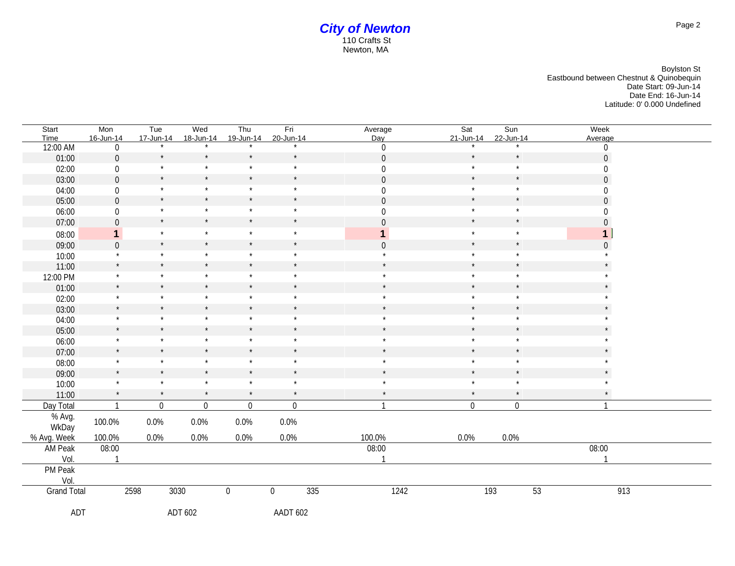# *City of Newton*

110 Crafts St
Newton, MA

Boylston St
Eastbound between Chestnut & Quinobequin
Date Start: 09-Jun-14
Date End: 16-Jun-14
Latitude: 0' 0.000 Undefined

| Start Time | Mon 16-Jun-14 | Tue 17-Jun-14 | Wed 18-Jun-14 | Thu 19-Jun-14 | Fri 20-Jun-14 | Average Day | Sat 21-Jun-14 | Sun 22-Jun-14 | Week Average |
|---|---|---|---|---|---|---|---|---|---|
| 12:00 AM | 0 | * | * | * | * | 0 | * | * | 0 |
| 01:00 | 0 | * | * | * | * | 0 | * | * | 0 |
| 02:00 | 0 | * | * | * | * | 0 | * | * | 0 |
| 03:00 | 0 | * | * | * | * | 0 | * | * | 0 |
| 04:00 | 0 | * | * | * | * | 0 | * | * | 0 |
| 05:00 | 0 | * | * | * | * | 0 | * | * | 0 |
| 06:00 | 0 | * | * | * | * | 0 | * | * | 0 |
| 07:00 | 0 | * | * | * | * | 0 | * | * | 0 |
| 08:00 | **1** | * | * | * | * | **1** | * | * | **1** |
| 09:00 | 0 | * | * | * | * | 0 | * | * | 0 |
| 10:00 | * | * | * | * | * | * | * | * | * |
| 11:00 | * | * | * | * | * | * | * | * | * |
| 12:00 PM | * | * | * | * | * | * | * | * | * |
| 01:00 | * | * | * | * | * | * | * | * | * |
| 02:00 | * | * | * | * | * | * | * | * | * |
| 03:00 | * | * | * | * | * | * | * | * | * |
| 04:00 | * | * | * | * | * | * | * | * | * |
| 05:00 | * | * | * | * | * | * | * | * | * |
| 06:00 | * | * | * | * | * | * | * | * | * |
| 07:00 | * | * | * | * | * | * | * | * | * |
| 08:00 | * | * | * | * | * | * | * | * | * |
| 09:00 | * | * | * | * | * | * | * | * | * |
| 10:00 | * | * | * | * | * | * | * | * | * |
| 11:00 | * | * | * | * | * | * | * | * | * |
| Day Total | 1 | 0 | 0 | 0 | 0 | 1 | 0 | 0 | 1 |
| % Avg. WkDay | 100.0% | 0.0% | 0.0% | 0.0% | 0.0% | | | | |
| % Avg. Week | 100.0% | 0.0% | 0.0% | 0.0% | 0.0% | 100.0% | 0.0% | 0.0% | |
| AM Peak | 08:00 | | | | | 08:00 | | | 08:00 |
| Vol. | 1 | | | | | 1 | | | 1 |
| PM Peak | | | | | | | | | |
| Vol. | | | | | | | | | |
| Grand Total | 2598 | 3030 | 0 | 0 | 335 | 1242 | 193 | 53 | 913 |

ADT &emsp; ADT 602 &emsp; AADT 602